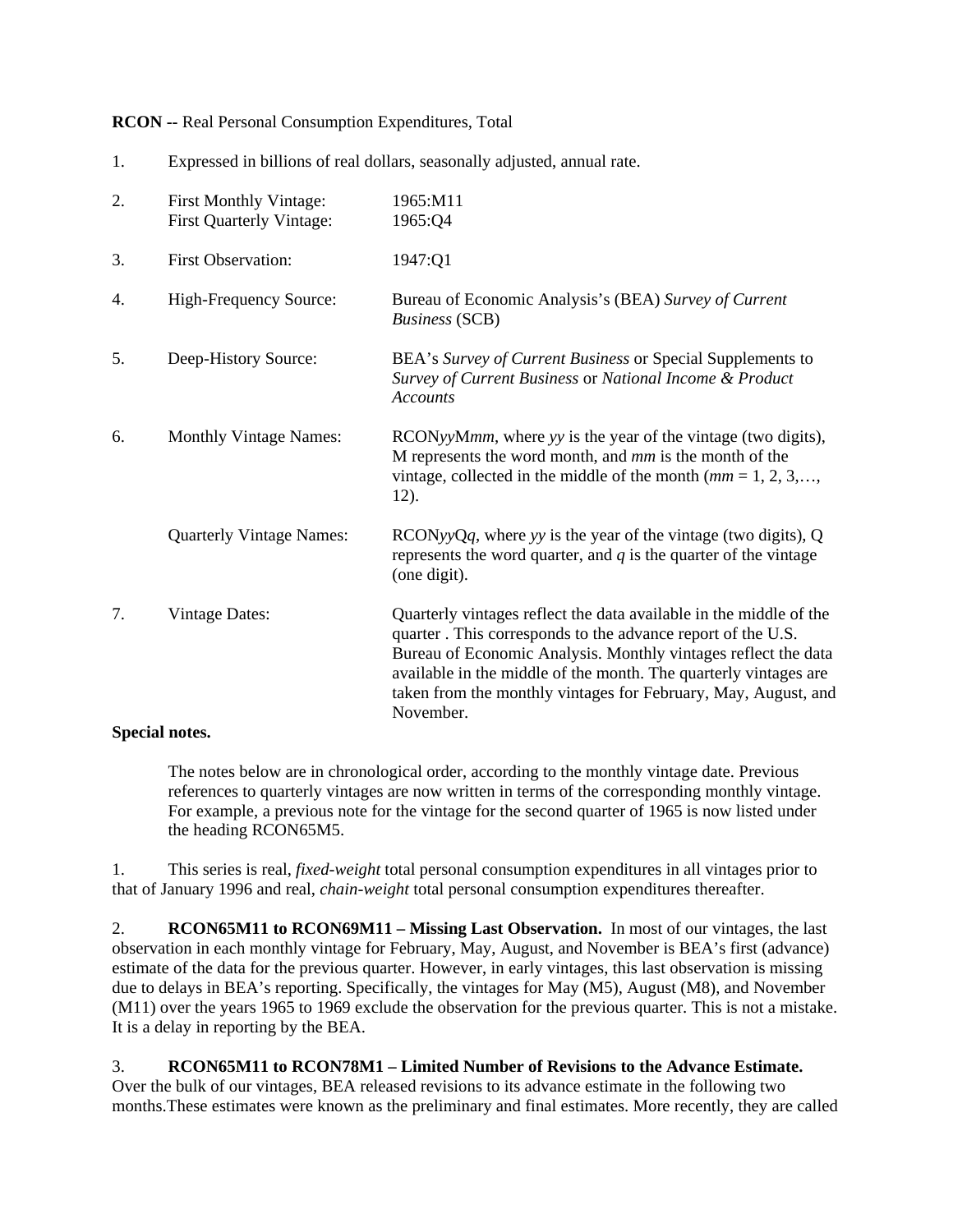**RCON --** Real Personal Consumption Expenditures, Total

1. Expressed in billions of real dollars, seasonally adjusted, annual rate.

2. First Monthly Vintage: 1965:M11
   First Quarterly Vintage: 1965:Q4

3. First Observation: 1947:Q1

4. High-Frequency Source: Bureau of Economic Analysis's (BEA) *Survey of Current Business* (SCB)

5. Deep-History Source: BEA's *Survey of Current Business* or Special Supplements to *Survey of Current Business* or *National Income & Product Accounts*

6. Monthly Vintage Names: RCON*yy*M*mm*, where *yy* is the year of the vintage (two digits), M represents the word month, and *mm* is the month of the vintage, collected in the middle of the month (*mm* = 1, 2, 3,…, 12).

   Quarterly Vintage Names: RCON*yy*Q*q*, where *yy* is the year of the vintage (two digits), Q represents the word quarter, and *q* is the quarter of the vintage (one digit).

7. Vintage Dates: Quarterly vintages reflect the data available in the middle of the quarter . This corresponds to the advance report of the U.S. Bureau of Economic Analysis. Monthly vintages reflect the data available in the middle of the month. The quarterly vintages are taken from the monthly vintages for February, May, August, and November.

**Special notes.**

The notes below are in chronological order, according to the monthly vintage date. Previous references to quarterly vintages are now written in terms of the corresponding monthly vintage. For example, a previous note for the vintage for the second quarter of 1965 is now listed under the heading RCON65M5.

1. This series is real, *fixed-weight* total personal consumption expenditures in all vintages prior to that of January 1996 and real, *chain-weight* total personal consumption expenditures thereafter.

2. **RCON65M11 to RCON69M11 – Missing Last Observation.** In most of our vintages, the last observation in each monthly vintage for February, May, August, and November is BEA's first (advance) estimate of the data for the previous quarter. However, in early vintages, this last observation is missing due to delays in BEA's reporting. Specifically, the vintages for May (M5), August (M8), and November (M11) over the years 1965 to 1969 exclude the observation for the previous quarter. This is not a mistake. It is a delay in reporting by the BEA.

3. **RCON65M11 to RCON78M1 – Limited Number of Revisions to the Advance Estimate.** Over the bulk of our vintages, BEA released revisions to its advance estimate in the following two months.These estimates were known as the preliminary and final estimates. More recently, they are called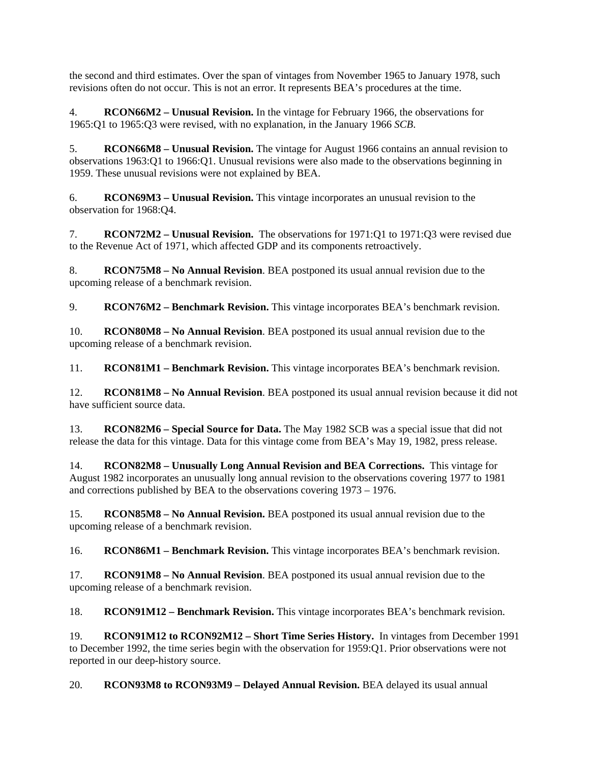the second and third estimates. Over the span of vintages from November 1965 to January 1978, such revisions often do not occur. This is not an error. It represents BEA's procedures at the time.

4. **RCON66M2 – Unusual Revision.** In the vintage for February 1966, the observations for 1965:Q1 to 1965:Q3 were revised, with no explanation, in the January 1966 *SCB*.

5. **RCON66M8 – Unusual Revision.** The vintage for August 1966 contains an annual revision to observations 1963:Q1 to 1966:Q1. Unusual revisions were also made to the observations beginning in 1959. These unusual revisions were not explained by BEA.

6. **RCON69M3 – Unusual Revision.** This vintage incorporates an unusual revision to the observation for 1968:Q4.

7. **RCON72M2 – Unusual Revision.** The observations for 1971:Q1 to 1971:Q3 were revised due to the Revenue Act of 1971, which affected GDP and its components retroactively.

8. **RCON75M8 – No Annual Revision**. BEA postponed its usual annual revision due to the upcoming release of a benchmark revision.

9. **RCON76M2 – Benchmark Revision.** This vintage incorporates BEA's benchmark revision.

10. **RCON80M8 – No Annual Revision**. BEA postponed its usual annual revision due to the upcoming release of a benchmark revision.

11. **RCON81M1 – Benchmark Revision.** This vintage incorporates BEA's benchmark revision.

12. **RCON81M8 – No Annual Revision**. BEA postponed its usual annual revision because it did not have sufficient source data.

13. **RCON82M6 – Special Source for Data.** The May 1982 SCB was a special issue that did not release the data for this vintage. Data for this vintage come from BEA's May 19, 1982, press release.

14. **RCON82M8 – Unusually Long Annual Revision and BEA Corrections.** This vintage for August 1982 incorporates an unusually long annual revision to the observations covering 1977 to 1981 and corrections published by BEA to the observations covering 1973 – 1976.

15. **RCON85M8 – No Annual Revision.** BEA postponed its usual annual revision due to the upcoming release of a benchmark revision.

16. **RCON86M1 – Benchmark Revision.** This vintage incorporates BEA's benchmark revision.

17. **RCON91M8 – No Annual Revision**. BEA postponed its usual annual revision due to the upcoming release of a benchmark revision.

18. **RCON91M12 – Benchmark Revision.** This vintage incorporates BEA's benchmark revision.

19. **RCON91M12 to RCON92M12 – Short Time Series History.** In vintages from December 1991 to December 1992, the time series begin with the observation for 1959:Q1. Prior observations were not reported in our deep-history source.

20. **RCON93M8 to RCON93M9 – Delayed Annual Revision.** BEA delayed its usual annual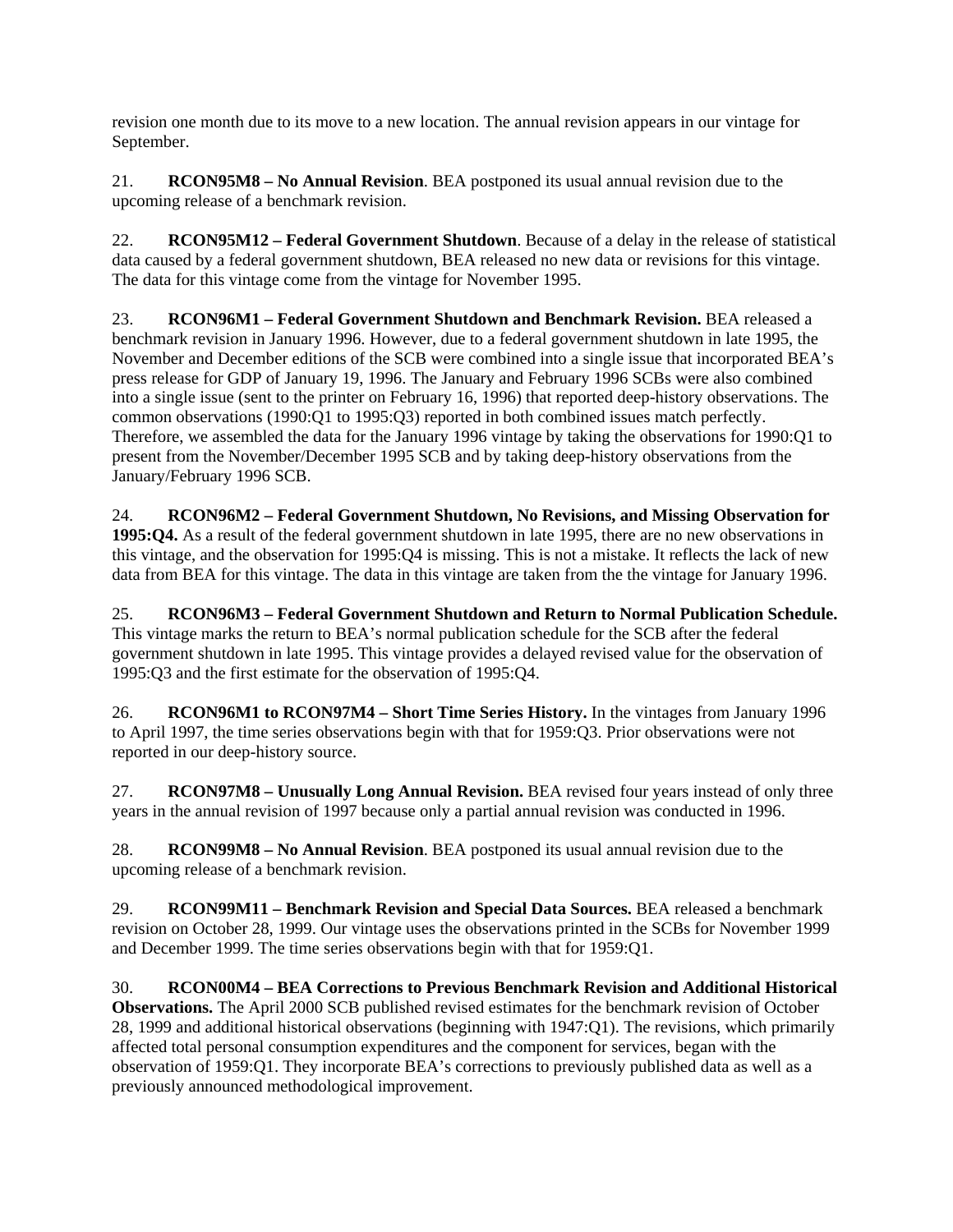revision one month due to its move to a new location. The annual revision appears in our vintage for September.

21. **RCON95M8 – No Annual Revision**. BEA postponed its usual annual revision due to the upcoming release of a benchmark revision.

22. **RCON95M12 – Federal Government Shutdown**. Because of a delay in the release of statistical data caused by a federal government shutdown, BEA released no new data or revisions for this vintage. The data for this vintage come from the vintage for November 1995.

23. **RCON96M1 – Federal Government Shutdown and Benchmark Revision.** BEA released a benchmark revision in January 1996. However, due to a federal government shutdown in late 1995, the November and December editions of the SCB were combined into a single issue that incorporated BEA's press release for GDP of January 19, 1996. The January and February 1996 SCBs were also combined into a single issue (sent to the printer on February 16, 1996) that reported deep-history observations. The common observations (1990:Q1 to 1995:Q3) reported in both combined issues match perfectly. Therefore, we assembled the data for the January 1996 vintage by taking the observations for 1990:Q1 to present from the November/December 1995 SCB and by taking deep-history observations from the January/February 1996 SCB.

24. **RCON96M2 – Federal Government Shutdown, No Revisions, and Missing Observation for 1995:Q4.** As a result of the federal government shutdown in late 1995, there are no new observations in this vintage, and the observation for 1995:Q4 is missing. This is not a mistake. It reflects the lack of new data from BEA for this vintage. The data in this vintage are taken from the the vintage for January 1996.

25. **RCON96M3 – Federal Government Shutdown and Return to Normal Publication Schedule.** This vintage marks the return to BEA's normal publication schedule for the SCB after the federal government shutdown in late 1995. This vintage provides a delayed revised value for the observation of 1995:Q3 and the first estimate for the observation of 1995:Q4.

26. **RCON96M1 to RCON97M4 – Short Time Series History.** In the vintages from January 1996 to April 1997, the time series observations begin with that for 1959:Q3. Prior observations were not reported in our deep-history source.

27. **RCON97M8 – Unusually Long Annual Revision.** BEA revised four years instead of only three years in the annual revision of 1997 because only a partial annual revision was conducted in 1996.

28. **RCON99M8 – No Annual Revision**. BEA postponed its usual annual revision due to the upcoming release of a benchmark revision.

29. **RCON99M11 – Benchmark Revision and Special Data Sources.** BEA released a benchmark revision on October 28, 1999. Our vintage uses the observations printed in the SCBs for November 1999 and December 1999. The time series observations begin with that for 1959:Q1.

30. **RCON00M4 – BEA Corrections to Previous Benchmark Revision and Additional Historical Observations.** The April 2000 SCB published revised estimates for the benchmark revision of October 28, 1999 and additional historical observations (beginning with 1947:Q1). The revisions, which primarily affected total personal consumption expenditures and the component for services, began with the observation of 1959:Q1. They incorporate BEA's corrections to previously published data as well as a previously announced methodological improvement.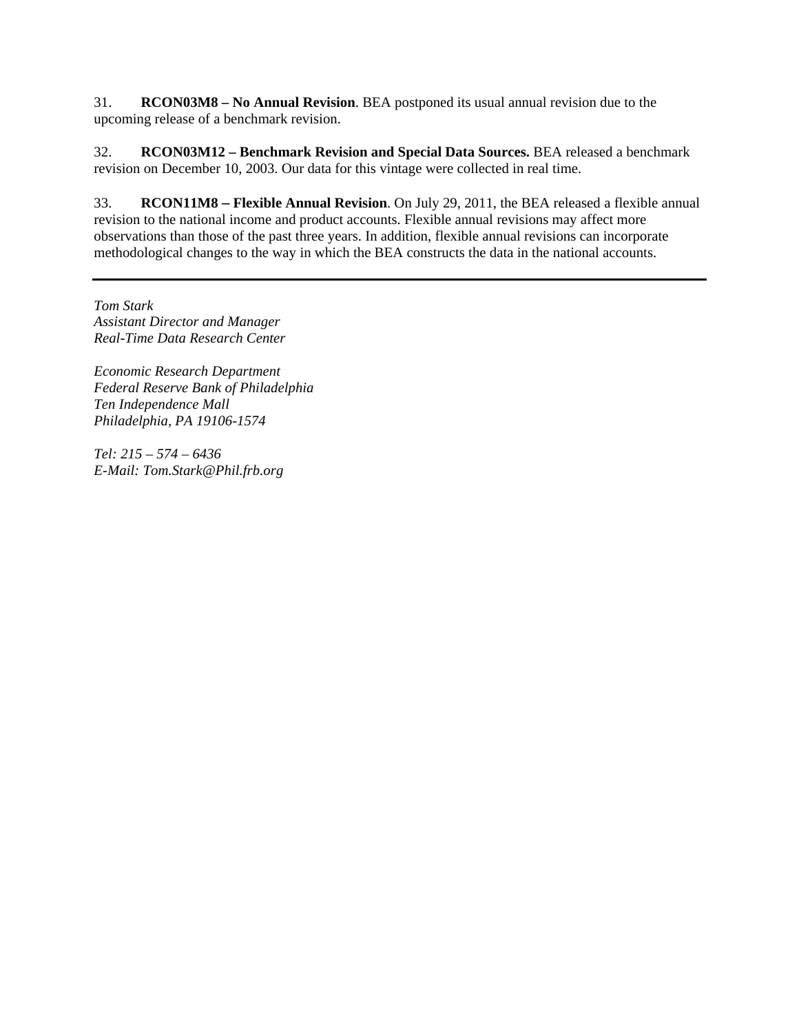31. **RCON03M8 – No Annual Revision**. BEA postponed its usual annual revision due to the upcoming release of a benchmark revision.

32. **RCON03M12 – Benchmark Revision and Special Data Sources.** BEA released a benchmark revision on December 10, 2003. Our data for this vintage were collected in real time.

33. **RCON11M8 – Flexible Annual Revision**. On July 29, 2011, the BEA released a flexible annual revision to the national income and product accounts. Flexible annual revisions may affect more observations than those of the past three years. In addition, flexible annual revisions can incorporate methodological changes to the way in which the BEA constructs the data in the national accounts.

---

*Tom Stark*
*Assistant Director and Manager*
*Real-Time Data Research Center*

*Economic Research Department*
*Federal Reserve Bank of Philadelphia*
*Ten Independence Mall*
*Philadelphia, PA 19106-1574*

*Tel: 215 – 574 – 6436*
*E-Mail: Tom.Stark@Phil.frb.org*